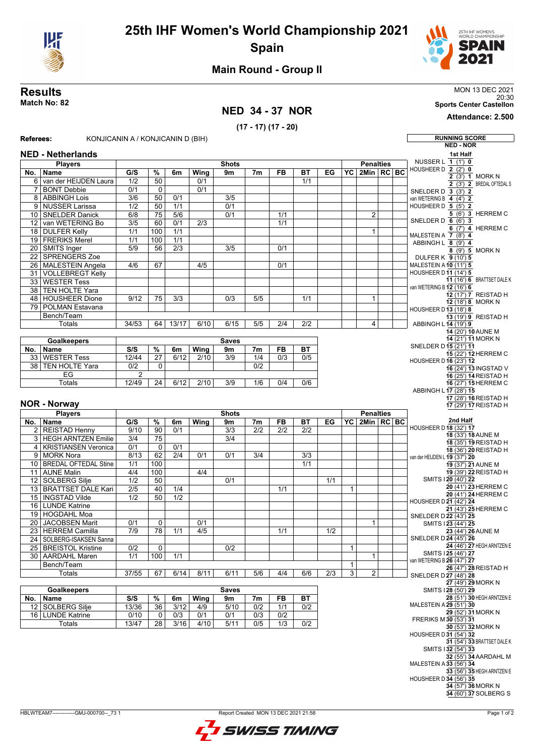# 25th IHF Women's World Championship 2021
## Spain
### Main Round - Group II

## Results

**Match No: 82**

MON 13 DEC 2021
20:30
**Sports Center Castellon**
**Attendance: 2.500**

## NED 34 - 37 NOR

**(17 - 17) (17 - 20)**

**Referees:** KONJICANIN A / KONJICANIN D (BIH)

### NED - Netherlands

| No. | Name | G/S | % | 6m | Wing | 9m | 7m | FB | BT | EG | YC | 2Min | RC | BC |
|---|---|---|---|---|---|---|---|---|---|---|---|---|---|---|
| 6 | van der HEIJDEN Laura | 1/2 | 50 | | 0/1 | | | | 1/1 | | | | | |
| 7 | BONT Debbie | 0/1 | 0 | | 0/1 | | | | | | | | | |
| 8 | ABBINGH Lois | 3/6 | 50 | 0/1 | | 3/5 | | | | | | | | |
| 9 | NUSSER Larissa | 1/2 | 50 | 1/1 | | 0/1 | | | | | | | | |
| 10 | SNELDER Danick | 6/8 | 75 | 5/6 | | 0/1 | | 1/1 | | | | 2 | | |
| 12 | van WETERING Bo | 3/5 | 60 | 0/1 | 2/3 | | | 1/1 | | | | | | |
| 18 | DULFER Kelly | 1/1 | 100 | 1/1 | | | | | | | | 1 | | |
| 19 | FRERIKS Merel | 1/1 | 100 | 1/1 | | | | | | | | | | |
| 20 | SMITS Inger | 5/9 | 56 | 2/3 | | 3/5 | | 0/1 | | | | | | |
| 22 | SPRENGERS Zoe | | | | | | | | | | | | | |
| 26 | MALESTEIN Angela | 4/6 | 67 | | 4/5 | | | 0/1 | | | | | | |
| 31 | VOLLEBREGT Kelly | | | | | | | | | | | | | |
| 33 | WESTER Tess | | | | | | | | | | | | | |
| 38 | TEN HOLTE Yara | | | | | | | | | | | | | |
| 48 | HOUSHEER Dione | 9/12 | 75 | 3/3 | | 0/3 | 5/5 | | 1/1 | | | 1 | | |
| 79 | POLMAN Estavana | | | | | | | | | | | | | |
| | Bench/Team | | | | | | | | | | | | | |
| | Totals | 34/53 | 64 | 13/17 | 6/10 | 6/15 | 5/5 | 2/4 | 2/2 | | | 4 | | |

| No. | Goalkeepers | S/S | % | 6m | Wing | 9m | 7m | FB | BT |
|---|---|---|---|---|---|---|---|---|---|
| 33 | WESTER Tess | 12/44 | 27 | 6/12 | 2/10 | 3/9 | 1/4 | 0/3 | 0/5 |
| 38 | TEN HOLTE Yara | 0/2 | 0 | | | | 0/2 | | |
| | EG | 2 | | | | | | | |
| | Totals | 12/49 | 24 | 6/12 | 2/10 | 3/9 | 1/6 | 0/4 | 0/6 |

### NOR - Norway

| No. | Name | G/S | % | 6m | Wing | 9m | 7m | FB | BT | EG | YC | 2Min | RC | BC |
|---|---|---|---|---|---|---|---|---|---|---|---|---|---|---|
| 2 | REISTAD Henny | 9/10 | 90 | 0/1 | | 3/3 | 2/2 | 2/2 | 2/2 | | | | | |
| 3 | HEGH ARNTZEN Emilie | 3/4 | 75 | | | 3/4 | | | | | | | | |
| 4 | KRISTIANSEN Veronica | 0/1 | 0 | 0/1 | | | | | | | | | | |
| 9 | MORK Nora | 8/13 | 62 | 2/4 | 0/1 | 0/1 | 3/4 | | 3/3 | | | | | |
| 10 | BREDAL OFTEDAL Stine | 1/1 | 100 | | | | | | 1/1 | | | | | |
| 11 | AUNE Malin | 4/4 | 100 | | 4/4 | | | | | | | | | |
| 12 | SOLBERG Silje | 1/2 | 50 | | | 0/1 | | | | 1/1 | | | | |
| 13 | BRATTSET DALE Kari | 2/5 | 40 | 1/4 | | | | 1/1 | | | 1 | | | |
| 15 | INGSTAD Vilde | 1/2 | 50 | 1/2 | | | | | | | | | | |
| 16 | LUNDE Katrine | | | | | | | | | | | | | |
| 19 | HOGDAHL Moa | | | | | | | | | | | | | |
| 20 | JACOBSEN Marit | 0/1 | 0 | | 0/1 | | | | | | | 1 | | |
| 23 | HERREM Camilla | 7/9 | 78 | 1/1 | 4/5 | | | 1/1 | | 1/2 | | | | |
| 24 | SOLBERG-ISAKSEN Sanna | | | | | | | | | | | | | |
| 25 | BREISTOL Kristine | 0/2 | 0 | | | 0/2 | | | | | 1 | | | |
| 30 | AARDAHL Maren | 1/1 | 100 | 1/1 | | | | | | | | 1 | | |
| | Bench/Team | | | | | | | | | | 1 | | | |
| | Totals | 37/55 | 67 | 6/14 | 8/11 | 6/11 | 5/6 | 4/4 | 6/6 | 2/3 | 3 | 2 | | |

| No. | Goalkeepers | S/S | % | 6m | Wing | 9m | 7m | FB | BT |
|---|---|---|---|---|---|---|---|---|---|
| 12 | SOLBERG Silje | 13/36 | 36 | 3/12 | 4/9 | 5/10 | 0/2 | 1/1 | 0/2 |
| 16 | LUNDE Katrine | 0/10 | 0 | 0/3 | 0/1 | 0/1 | 0/3 | 0/2 | |
| | Totals | 13/47 | 28 | 3/16 | 4/10 | 5/11 | 0/5 | 1/3 | 0/2 |

### RUNNING SCORE NED - NOR

**1st Half**

| NED | Score (Time) | NOR |
|---|---|---|
| NUSSER L | 1 (1') 0 | |
| HOUSHEER D | 2 (2') 0 | |
| | 2 (3') 1 | MORK N |
| | 2 (3') 2 | BREDAL OFTEDAL S |
| SNELDER D | 3 (3') 2 | |
| van WETERING B | 4 (4') 2 | |
| HOUSHEER D | 5 (5') 2 | |
| | 5 (6') 3 | HERREM C |
| SNELDER D | 6 (6') 3 | |
| | 6 (7') 4 | HERREM C |
| MALESTEIN A | 7 (8') 4 | |
| ABBINGH L | 8 (9') 4 | |
| | 8 (9') 5 | MORK N |
| DULFER K | 9 (10') 5 | |
| MALESTEIN A | 10 (11') 5 | |
| HOUSHEER D | 11 (14') 5 | |
| | 11 (16') 6 | BRATTSET DALE K |
| van WETERING B | 12 (16') 6 | |
| | 12 (17') 7 | REISTAD H |
| | 12 (18') 8 | MORK N |
| HOUSHEER D | 13 (18') 8 | |
| | 13 (19') 9 | REISTAD H |
| ABBINGH L | 14 (19') 9 | |
| | 14 (20') 10 | AUNE M |
| | 14 (21') 11 | MORK N |
| SNELDER D | 15 (21') 11 | |
| | 15 (22') 12 | HERREM C |
| HOUSHEER D | 16 (23') 12 | |
| | 16 (24') 13 | INGSTAD V |
| | 16 (25') 14 | REISTAD H |
| | 16 (27') 15 | HERREM C |
| ABBINGH L | 17 (28') 15 | |
| | 17 (28') 16 | REISTAD H |
| | 17 (29') 17 | REISTAD H |

**2nd Half**

| NED | Score (Time) | NOR |
|---|---|---|
| HOUSHEER D | 18 (32') 17 | |
| | 18 (33') 18 | AUNE M |
| | 18 (35') 19 | REISTAD H |
| | 18 (36') 20 | REISTAD H |
| van der HEIJDEN L | 19 (37') 20 | |
| | 19 (37') 21 | AUNE M |
| | 19 (39') 22 | REISTAD H |
| SMITS I | 20 (40') 22 | |
| | 20 (41') 23 | HERREM C |
| | 20 (41') 24 | HERREM C |
| HOUSHEER D | 21 (42') 24 | |
| | 21 (43') 25 | HERREM C |
| SNELDER D | 22 (43') 25 | |
| SMITS I | 23 (44') 25 | |
| | 23 (44') 26 | AUNE M |
| SNELDER D | 24 (45') 26 | |
| | 24 (46') 27 | HEGH ARNTZEN E |
| SMITS I | 25 (46') 27 | |
| van WETERING B | 26 (47') 27 | |
| | 26 (47') 28 | REISTAD H |
| SNELDER D | 27 (48') 28 | |
| | 27 (49') 29 | MORK N |
| SMITS I | 28 (50') 29 | |
| | 28 (51') 30 | HEGH ARNTZEN E |
| MALESTEIN A | 29 (51') 30 | |
| | 29 (52') 31 | MORK N |
| FRERIKS M | 30 (53') 31 | |
| | 30 (53') 32 | MORK N |
| HOUSHEER D | 31 (54') 32 | |
| | 31 (54') 33 | BRATTSET DALE K |
| SMITS I | 32 (54') 33 | |
| | 32 (55') 34 | AARDAHL M |
| MALESTEIN A | 33 (56') 34 | |
| | 33 (56') 35 | HEGH ARNTZEN E |
| HOUSHEER D | 34 (56') 35 | |
| | 34 (57') 36 | MORK N |
| | 34 (60') 37 | SOLBERG S |

HBLWTEAM7--------------GMJ-000700--_73 1 Report Created MON 13 DEC 2021 21:58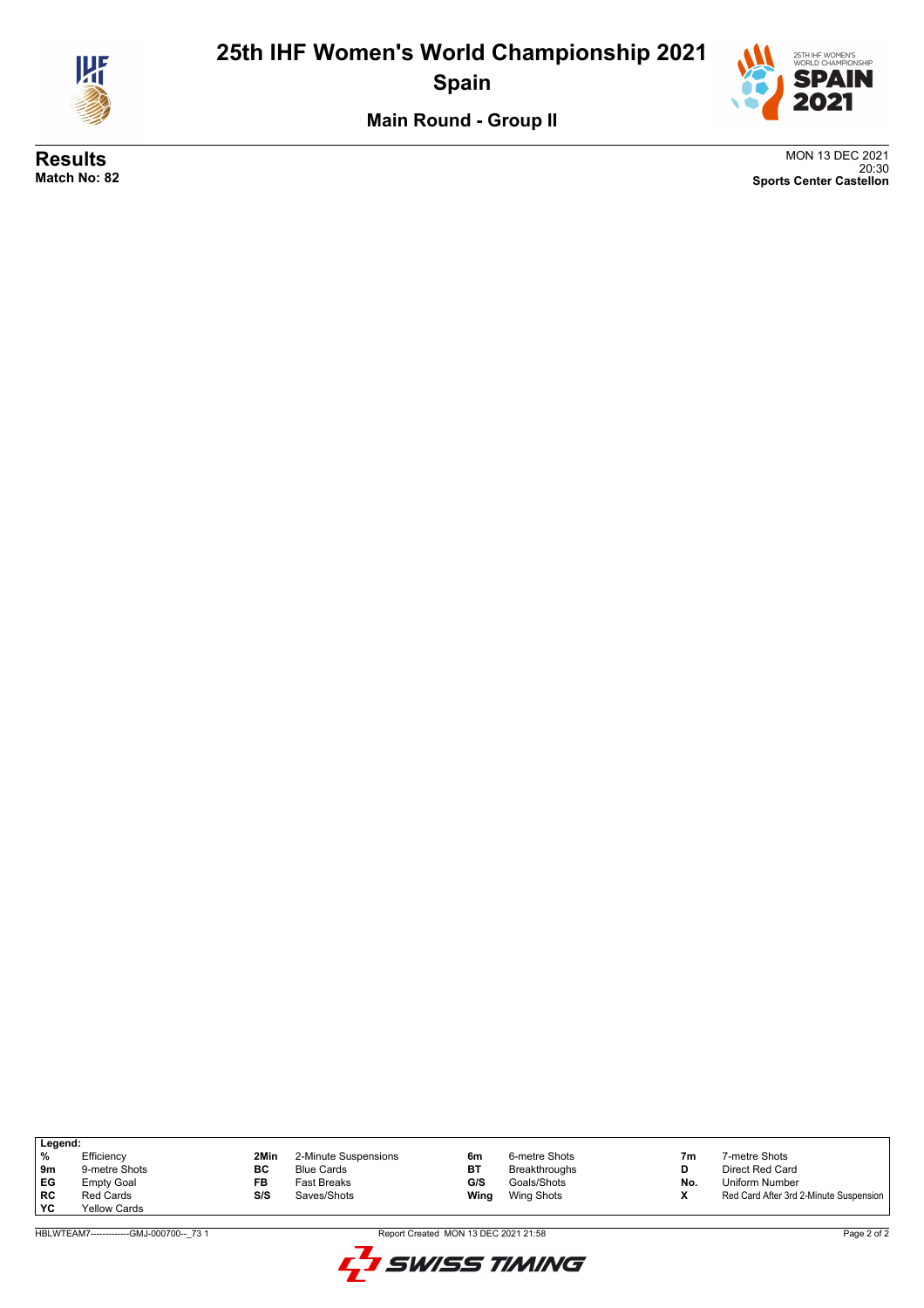# 25th IHF Women's World Championship 2021

## Spain

### Main Round - Group II

**Results**
**Match No: 82**

MON 13 DEC 2021
20:30
**Sports Center Castellon**

| Legend: | | | | | | | |
|---|---|---|---|---|---|---|---|
| % | Efficiency | 2Min | 2-Minute Suspensions | 6m | 6-metre Shots | 7m | 7-metre Shots |
| 9m | 9-metre Shots | BC | Blue Cards | BT | Breakthroughs | D | Direct Red Card |
| EG | Empty Goal | FB | Fast Breaks | G/S | Goals/Shots | No. | Uniform Number |
| RC | Red Cards | S/S | Saves/Shots | Wing | Wing Shots | X | Red Card After 3rd 2-Minute Suspension |
| YC | Yellow Cards | | | | | | |

HBLWTEAM7-------------GMJ-000700--_73 1 Report Created MON 13 DEC 2021 21:58